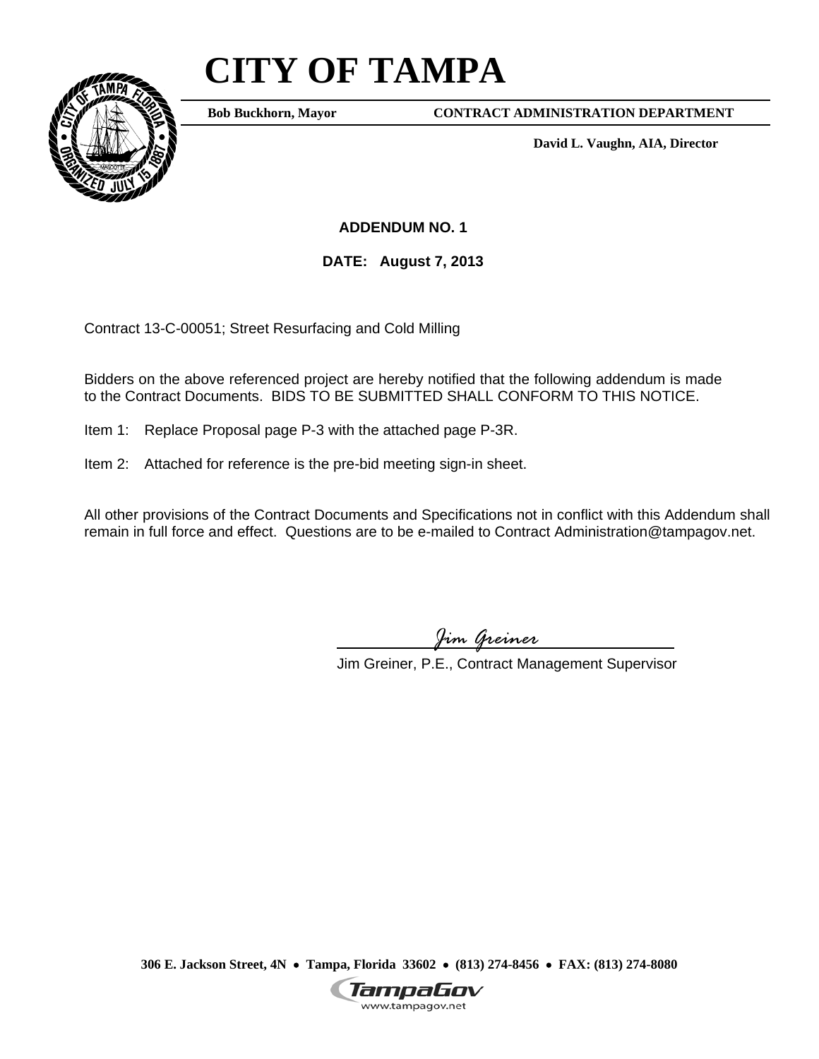# CITY OF TAMPA

**Bob Buckhorn, Mayor** **CONTRACT ADMINISTRATION DEPARTMENT**

**David L. Vaughn, AIA, Director**

**ADDENDUM NO. 1**

**DATE: August 7, 2013**

Contract 13-C-00051; Street Resurfacing and Cold Milling

Bidders on the above referenced project are hereby notified that the following addendum is made to the Contract Documents. BIDS TO BE SUBMITTED SHALL CONFORM TO THIS NOTICE.

Item 1: Replace Proposal page P-3 with the attached page P-3R.

Item 2: Attached for reference is the pre-bid meeting sign-in sheet.

All other provisions of the Contract Documents and Specifications not in conflict with this Addendum shall remain in full force and effect. Questions are to be e-mailed to Contract Administration@tampagov.net.

*Jim Greiner*

Jim Greiner, P.E., Contract Management Supervisor

**306 E. Jackson Street, 4N • Tampa, Florida 33602 • (813) 274-8456 • FAX: (813) 274-8080**

TampaGov
www.tampagov.net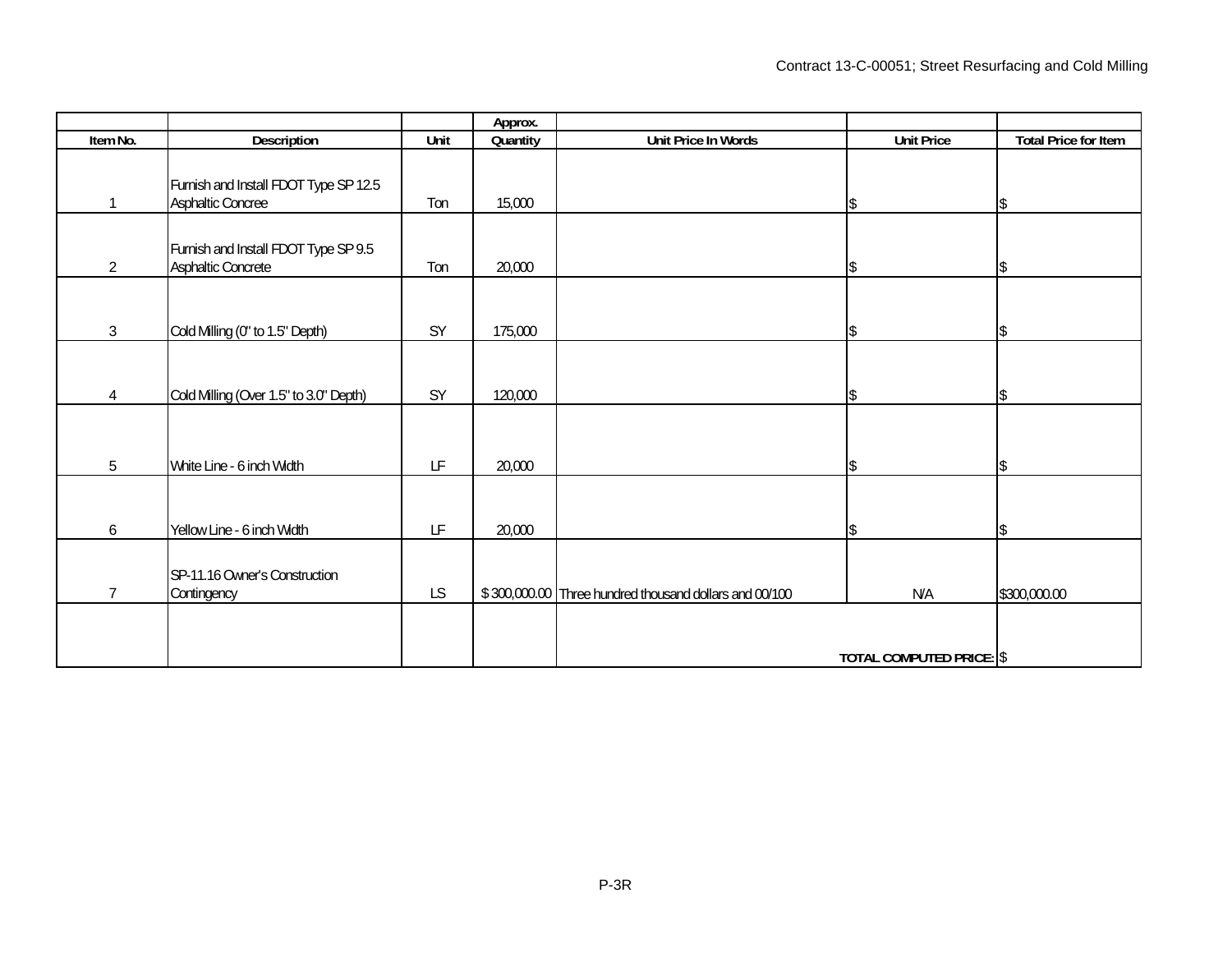| Item No. | Description | Unit | Approx. Quantity | Unit Price In Words | Unit Price | Total Price for Item |
|---|---|---|---|---|---|---|
| 1 | Furnish and Install FDOT Type SP 12.5 Asphaltic Concree | Ton | 15,000 | | $ | $ |
| 2 | Furnish and Install FDOT Type SP 9.5 Asphaltic Concrete | Ton | 20,000 | | $ | $ |
| 3 | Cold Milling (0" to 1.5" Depth) | SY | 175,000 | | $ | $ |
| 4 | Cold Milling (Over 1.5" to 3.0" Depth) | SY | 120,000 | | $ | $ |
| 5 | White Line - 6 inch Width | LF | 20,000 | | $ | $ |
| 6 | Yellow Line - 6 inch Width | LF | 20,000 | | $ | $ |
| 7 | SP-11.16 Owner's Construction Contingency | LS | $ 300,000.00 | Three hundred thousand dollars and 00/100 | N/A | $300,000.00 |
| | | | | | **TOTAL COMPUTED PRICE:** | $ |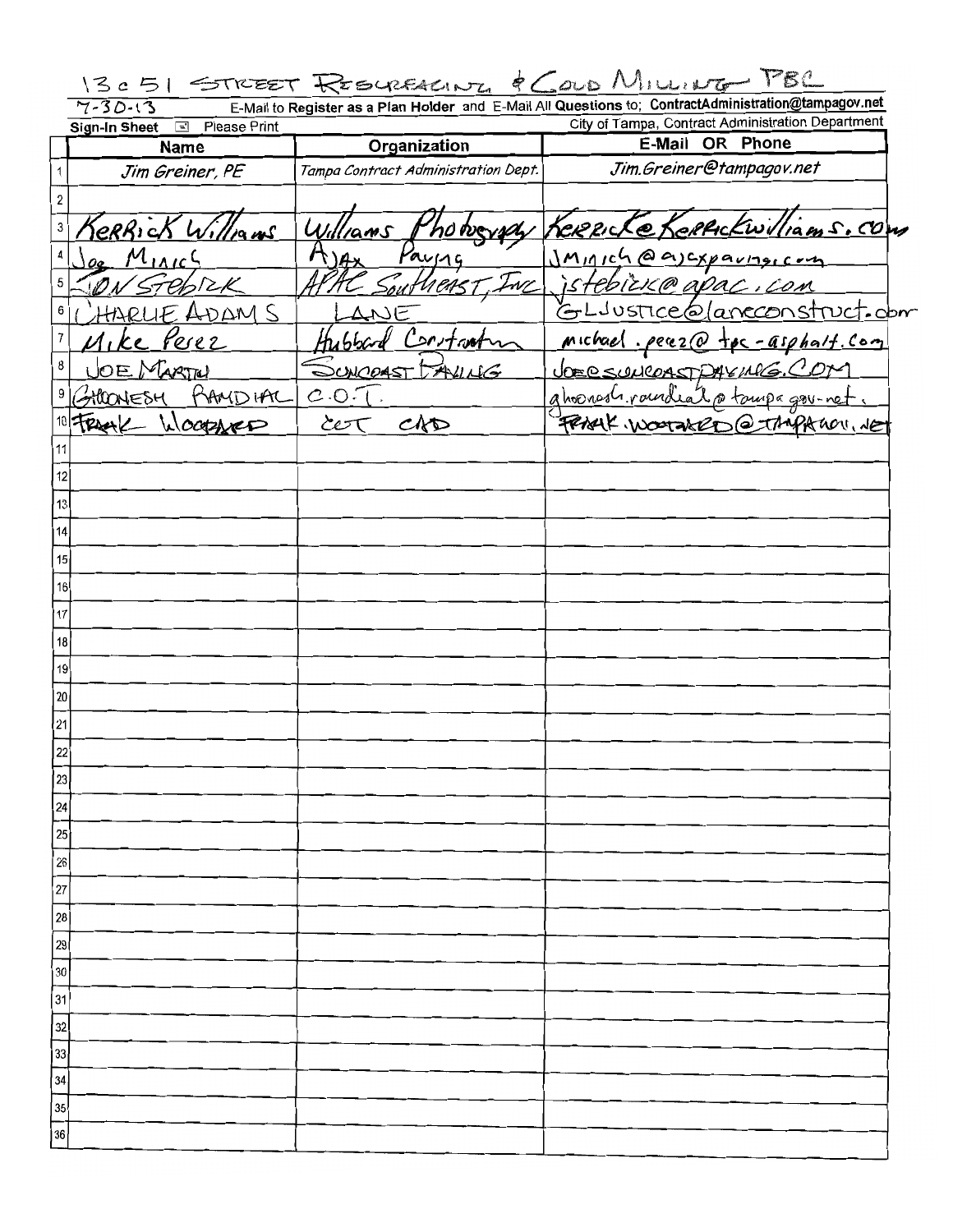13c51 STREET RESURFACING & COLD MILLING PBC

7-30-13 E-Mail to **Register as a Plan Holder** and E-Mail All **Questions** to; **ContractAdministration@tampagov.net**

**Sign-In Sheet** Please Print — City of Tampa, Contract Administration Department

| | Name | Organization | E-Mail OR Phone |
|---|---|---|---|
| 1 | Jim Greiner, PE | Tampa Contract Administration Dept. | Jim.Greiner@tampagov.net |
| 2 | | | |
| 3 | Kerrick Williams | Williams Photography | Kerrick@Kerrickwilliams.com |
| 4 | Joe Minich | Ajax Paving | JMinich@ajaxpaving.com |
| 5 | Jon Stebick | APAC Southeast, Inc | jstebick@apac.com |
| 6 | Charlie Adams | LANE | GLJustice@laneconstruct.com |
| 7 | Mike Perez | Hubbard Construction | michael.perez@hc-asphalt.com |
| 8 | Joe Martin | Suncoast Paving | Joe@suncoastpaving.com |
| 9 | Ghoonesh Ramdial | C.O.T. | ghoonesh.ramdial@tampagov.net |
| 10 | Frank Woodard | COT CAD | Frank.Woodard@tampagov.net |
| 11 | | | |
| 12 | | | |
| 13 | | | |
| 14 | | | |
| 15 | | | |
| 16 | | | |
| 17 | | | |
| 18 | | | |
| 19 | | | |
| 20 | | | |
| 21 | | | |
| 22 | | | |
| 23 | | | |
| 24 | | | |
| 25 | | | |
| 26 | | | |
| 27 | | | |
| 28 | | | |
| 29 | | | |
| 30 | | | |
| 31 | | | |
| 32 | | | |
| 33 | | | |
| 34 | | | |
| 35 | | | |
| 36 | | | |